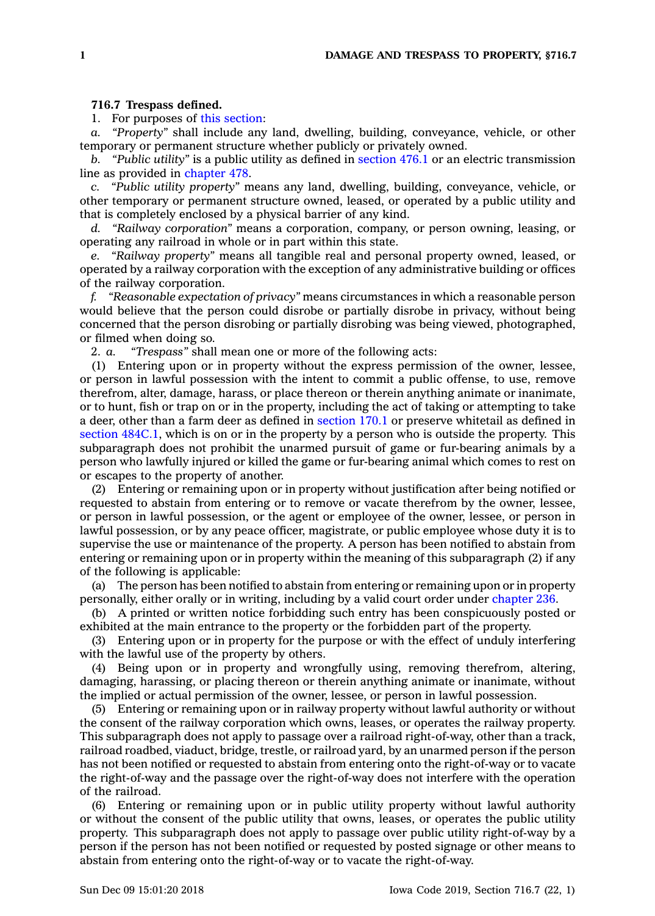**716.7 Trespass defined.**

1. For purposes of this section:

*a.* *"Property"* shall include any land, dwelling, building, conveyance, vehicle, or other temporary or permanent structure whether publicly or privately owned.

*b.* *"Public utility"* is a public utility as defined in section 476.1 or an electric transmission line as provided in chapter 478.

*c.* *"Public utility property"* means any land, dwelling, building, conveyance, vehicle, or other temporary or permanent structure owned, leased, or operated by a public utility and that is completely enclosed by a physical barrier of any kind.

*d.* *"Railway corporation"* means a corporation, company, or person owning, leasing, or operating any railroad in whole or in part within this state.

*e.* *"Railway property"* means all tangible real and personal property owned, leased, or operated by a railway corporation with the exception of any administrative building or offices of the railway corporation.

*f.* *"Reasonable expectation of privacy"* means circumstances in which a reasonable person would believe that the person could disrobe or partially disrobe in privacy, without being concerned that the person disrobing or partially disrobing was being viewed, photographed, or filmed when doing so.

2. *a.* *"Trespass"* shall mean one or more of the following acts:

(1) Entering upon or in property without the express permission of the owner, lessee, or person in lawful possession with the intent to commit a public offense, to use, remove therefrom, alter, damage, harass, or place thereon or therein anything animate or inanimate, or to hunt, fish or trap on or in the property, including the act of taking or attempting to take a deer, other than a farm deer as defined in section 170.1 or preserve whitetail as defined in section 484C.1, which is on or in the property by a person who is outside the property. This subparagraph does not prohibit the unarmed pursuit of game or fur-bearing animals by a person who lawfully injured or killed the game or fur-bearing animal which comes to rest on or escapes to the property of another.

(2) Entering or remaining upon or in property without justification after being notified or requested to abstain from entering or to remove or vacate therefrom by the owner, lessee, or person in lawful possession, or the agent or employee of the owner, lessee, or person in lawful possession, or by any peace officer, magistrate, or public employee whose duty it is to supervise the use or maintenance of the property. A person has been notified to abstain from entering or remaining upon or in property within the meaning of this subparagraph (2) if any of the following is applicable:

(a) The person has been notified to abstain from entering or remaining upon or in property personally, either orally or in writing, including by a valid court order under chapter 236.

(b) A printed or written notice forbidding such entry has been conspicuously posted or exhibited at the main entrance to the property or the forbidden part of the property.

(3) Entering upon or in property for the purpose or with the effect of unduly interfering with the lawful use of the property by others.

(4) Being upon or in property and wrongfully using, removing therefrom, altering, damaging, harassing, or placing thereon or therein anything animate or inanimate, without the implied or actual permission of the owner, lessee, or person in lawful possession.

(5) Entering or remaining upon or in railway property without lawful authority or without the consent of the railway corporation which owns, leases, or operates the railway property. This subparagraph does not apply to passage over a railroad right-of-way, other than a track, railroad roadbed, viaduct, bridge, trestle, or railroad yard, by an unarmed person if the person has not been notified or requested to abstain from entering onto the right-of-way or to vacate the right-of-way and the passage over the right-of-way does not interfere with the operation of the railroad.

(6) Entering or remaining upon or in public utility property without lawful authority or without the consent of the public utility that owns, leases, or operates the public utility property. This subparagraph does not apply to passage over public utility right-of-way by a person if the person has not been notified or requested by posted signage or other means to abstain from entering onto the right-of-way or to vacate the right-of-way.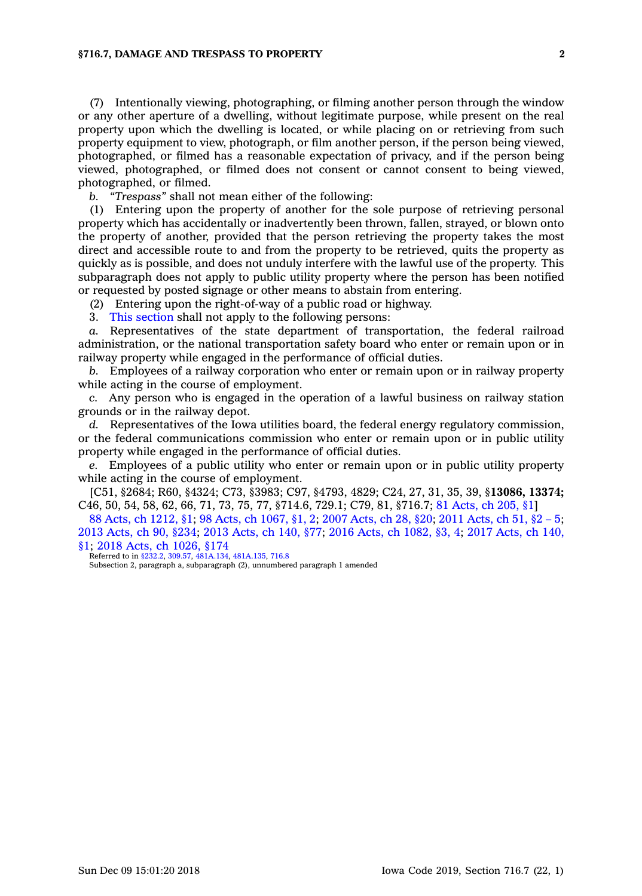(7) Intentionally viewing, photographing, or filming another person through the window or any other aperture of a dwelling, without legitimate purpose, while present on the real property upon which the dwelling is located, or while placing on or retrieving from such property equipment to view, photograph, or film another person, if the person being viewed, photographed, or filmed has a reasonable expectation of privacy, and if the person being viewed, photographed, or filmed does not consent or cannot consent to being viewed, photographed, or filmed.

*b.* *"Trespass"* shall not mean either of the following:

(1) Entering upon the property of another for the sole purpose of retrieving personal property which has accidentally or inadvertently been thrown, fallen, strayed, or blown onto the property of another, provided that the person retrieving the property takes the most direct and accessible route to and from the property to be retrieved, quits the property as quickly as is possible, and does not unduly interfere with the lawful use of the property. This subparagraph does not apply to public utility property where the person has been notified or requested by posted signage or other means to abstain from entering.

(2) Entering upon the right-of-way of a public road or highway.

3. This section shall not apply to the following persons:

*a.* Representatives of the state department of transportation, the federal railroad administration, or the national transportation safety board who enter or remain upon or in railway property while engaged in the performance of official duties.

*b.* Employees of a railway corporation who enter or remain upon or in railway property while acting in the course of employment.

*c.* Any person who is engaged in the operation of a lawful business on railway station grounds or in the railway depot.

*d.* Representatives of the Iowa utilities board, the federal energy regulatory commission, or the federal communications commission who enter or remain upon or in public utility property while engaged in the performance of official duties.

*e.* Employees of a public utility who enter or remain upon or in public utility property while acting in the course of employment.

[C51, §2684; R60, §4324; C73, §3983; C97, §4793, 4829; C24, 27, 31, 35, 39, §**13086, 13374;** C46, 50, 54, 58, 62, 66, 71, 73, 75, 77, §714.6, 729.1; C79, 81, §716.7; 81 Acts, ch 205, §1]

88 Acts, ch 1212, §1; 98 Acts, ch 1067, §1, 2; 2007 Acts, ch 28, §20; 2011 Acts, ch 51, §2 – 5; 2013 Acts, ch 90, §234; 2013 Acts, ch 140, §77; 2016 Acts, ch 1082, §3, 4; 2017 Acts, ch 140, §1; 2018 Acts, ch 1026, §174

Referred to in §232.2, 309.57, 481A.134, 481A.135, 716.8

Subsection 2, paragraph a, subparagraph (2), unnumbered paragraph 1 amended